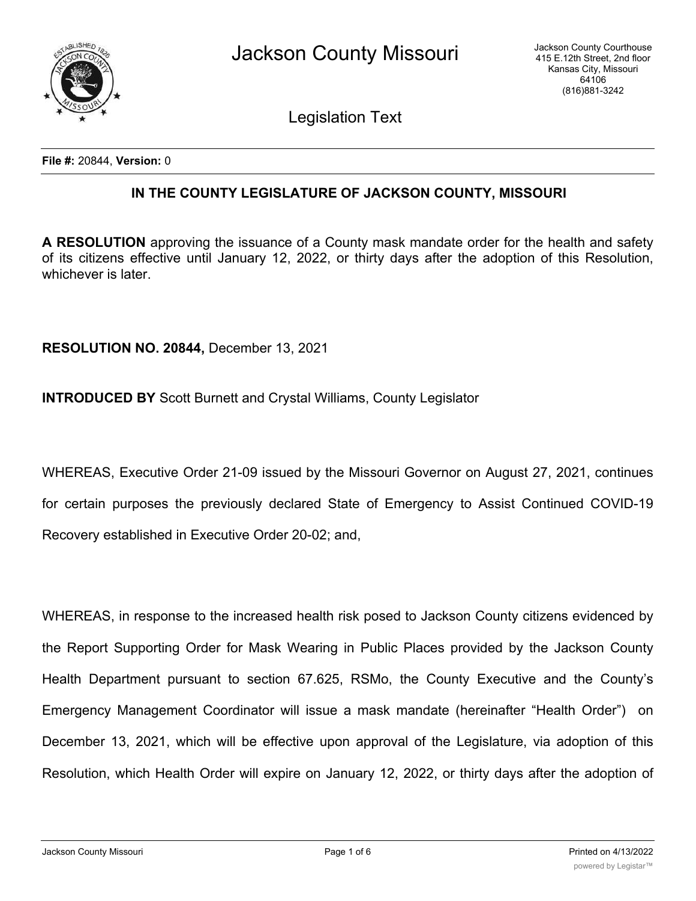# Jackson County Missouri

Jackson County Courthouse
415 E.12th Street, 2nd floor
Kansas City, Missouri
64106
(816)881-3242

Legislation Text

**File #:** 20844, **Version:** 0

## IN THE COUNTY LEGISLATURE OF JACKSON COUNTY, MISSOURI

**A RESOLUTION** approving the issuance of a County mask mandate order for the health and safety of its citizens effective until January 12, 2022, or thirty days after the adoption of this Resolution, whichever is later.

**RESOLUTION NO. 20844,** December 13, 2021

**INTRODUCED BY** Scott Burnett and Crystal Williams, County Legislator

WHEREAS, Executive Order 21-09 issued by the Missouri Governor on August 27, 2021, continues for certain purposes the previously declared State of Emergency to Assist Continued COVID-19 Recovery established in Executive Order 20-02; and,

WHEREAS, in response to the increased health risk posed to Jackson County citizens evidenced by the Report Supporting Order for Mask Wearing in Public Places provided by the Jackson County Health Department pursuant to section 67.625, RSMo, the County Executive and the County's Emergency Management Coordinator will issue a mask mandate (hereinafter "Health Order") on December 13, 2021, which will be effective upon approval of the Legislature, via adoption of this Resolution, which Health Order will expire on January 12, 2022, or thirty days after the adoption of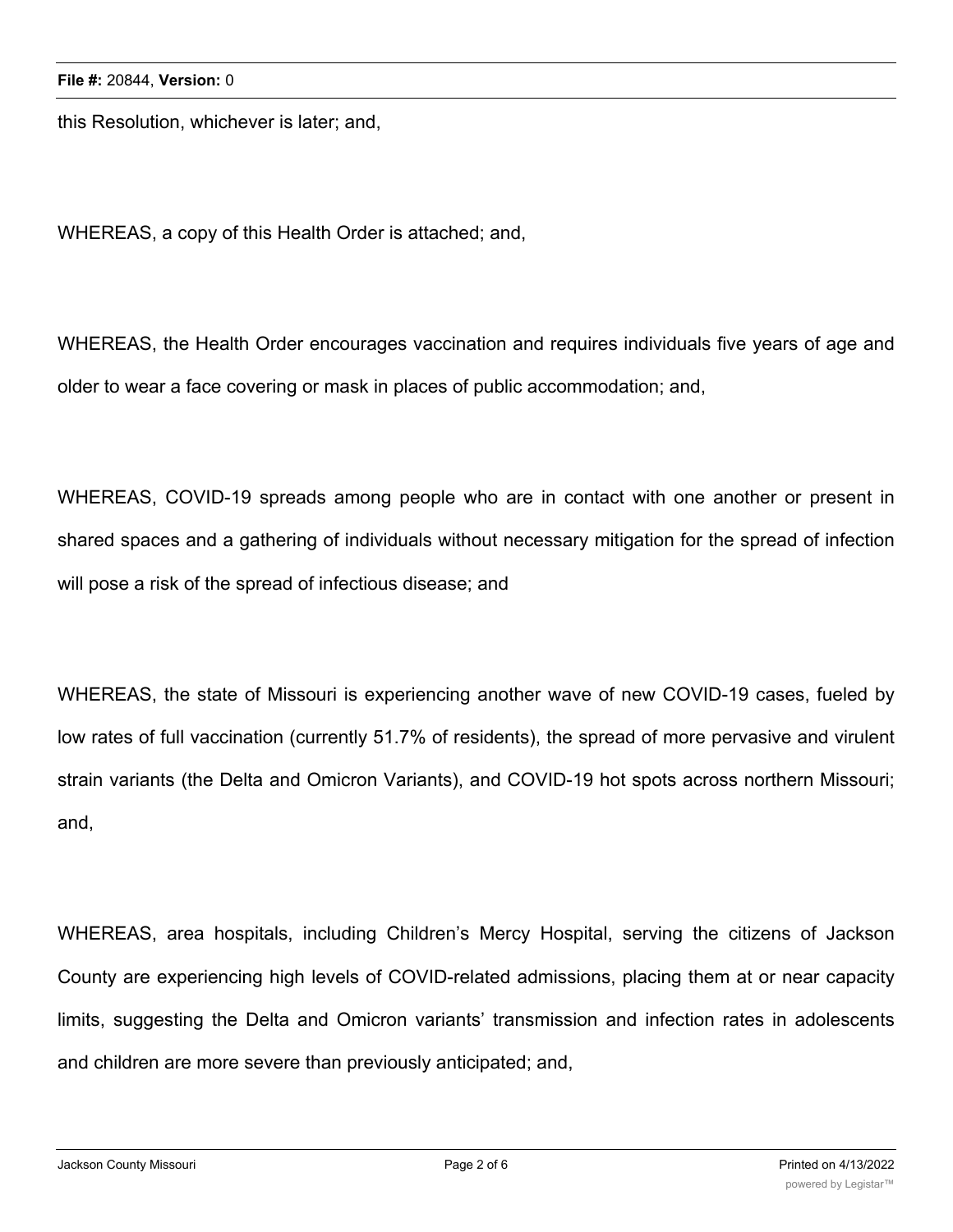this Resolution, whichever is later; and,

WHEREAS, a copy of this Health Order is attached; and,

WHEREAS, the Health Order encourages vaccination and requires individuals five years of age and older to wear a face covering or mask in places of public accommodation; and,

WHEREAS, COVID-19 spreads among people who are in contact with one another or present in shared spaces and a gathering of individuals without necessary mitigation for the spread of infection will pose a risk of the spread of infectious disease; and

WHEREAS, the state of Missouri is experiencing another wave of new COVID-19 cases, fueled by low rates of full vaccination (currently 51.7% of residents), the spread of more pervasive and virulent strain variants (the Delta and Omicron Variants), and COVID-19 hot spots across northern Missouri; and,

WHEREAS, area hospitals, including Children's Mercy Hospital, serving the citizens of Jackson County are experiencing high levels of COVID-related admissions, placing them at or near capacity limits, suggesting the Delta and Omicron variants' transmission and infection rates in adolescents and children are more severe than previously anticipated; and,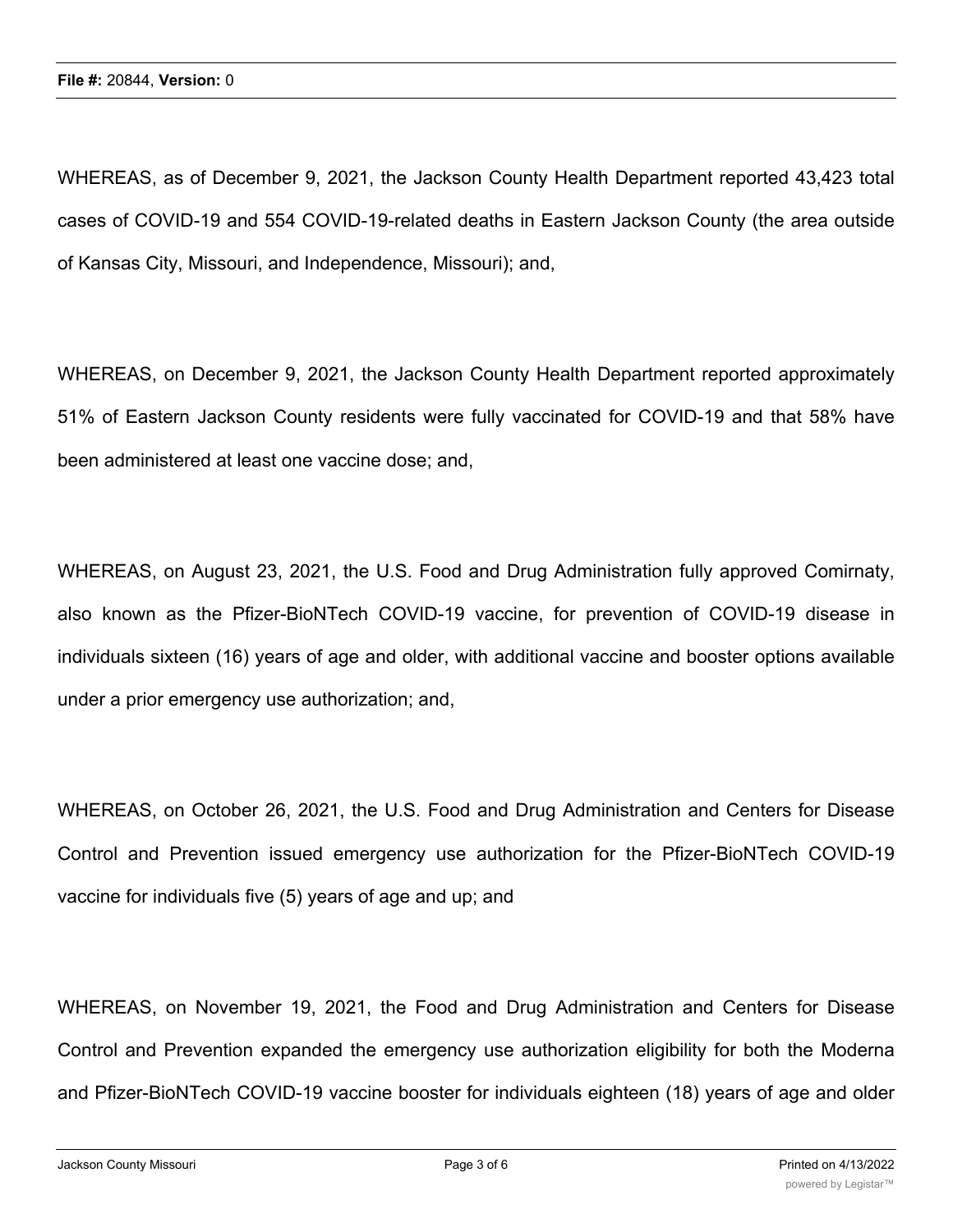WHEREAS, as of December 9, 2021, the Jackson County Health Department reported 43,423 total cases of COVID-19 and 554 COVID-19-related deaths in Eastern Jackson County (the area outside of Kansas City, Missouri, and Independence, Missouri); and,

WHEREAS, on December 9, 2021, the Jackson County Health Department reported approximately 51% of Eastern Jackson County residents were fully vaccinated for COVID-19 and that 58% have been administered at least one vaccine dose; and,

WHEREAS, on August 23, 2021, the U.S. Food and Drug Administration fully approved Comirnaty, also known as the Pfizer-BioNTech COVID-19 vaccine, for prevention of COVID-19 disease in individuals sixteen (16) years of age and older, with additional vaccine and booster options available under a prior emergency use authorization; and,

WHEREAS, on October 26, 2021, the U.S. Food and Drug Administration and Centers for Disease Control and Prevention issued emergency use authorization for the Pfizer-BioNTech COVID-19 vaccine for individuals five (5) years of age and up; and

WHEREAS, on November 19, 2021, the Food and Drug Administration and Centers for Disease Control and Prevention expanded the emergency use authorization eligibility for both the Moderna and Pfizer-BioNTech COVID-19 vaccine booster for individuals eighteen (18) years of age and older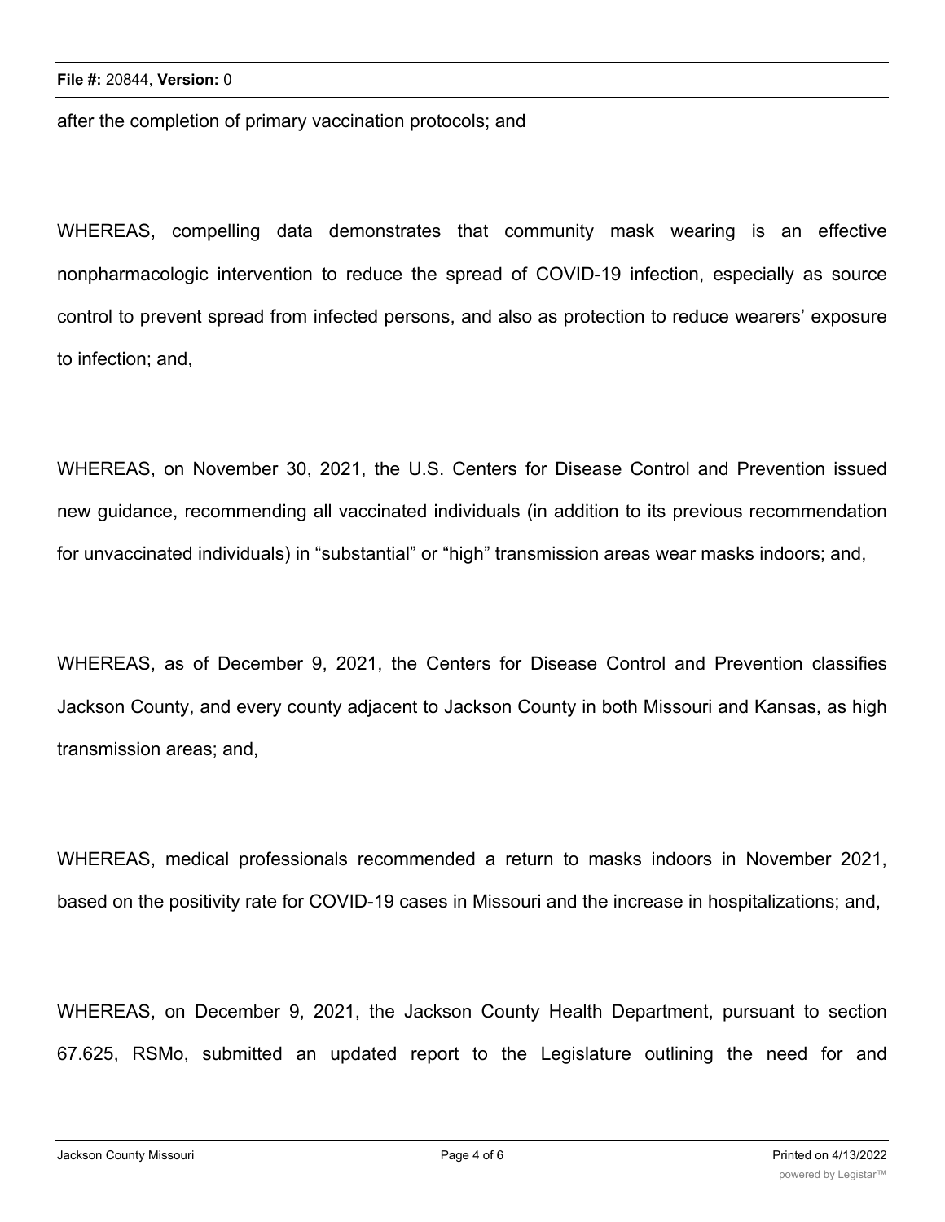after the completion of primary vaccination protocols; and

WHEREAS, compelling data demonstrates that community mask wearing is an effective nonpharmacologic intervention to reduce the spread of COVID-19 infection, especially as source control to prevent spread from infected persons, and also as protection to reduce wearers' exposure to infection; and,

WHEREAS, on November 30, 2021, the U.S. Centers for Disease Control and Prevention issued new guidance, recommending all vaccinated individuals (in addition to its previous recommendation for unvaccinated individuals) in "substantial" or "high" transmission areas wear masks indoors; and,

WHEREAS, as of December 9, 2021, the Centers for Disease Control and Prevention classifies Jackson County, and every county adjacent to Jackson County in both Missouri and Kansas, as high transmission areas; and,

WHEREAS, medical professionals recommended a return to masks indoors in November 2021, based on the positivity rate for COVID-19 cases in Missouri and the increase in hospitalizations; and,

WHEREAS, on December 9, 2021, the Jackson County Health Department, pursuant to section 67.625, RSMo, submitted an updated report to the Legislature outlining the need for and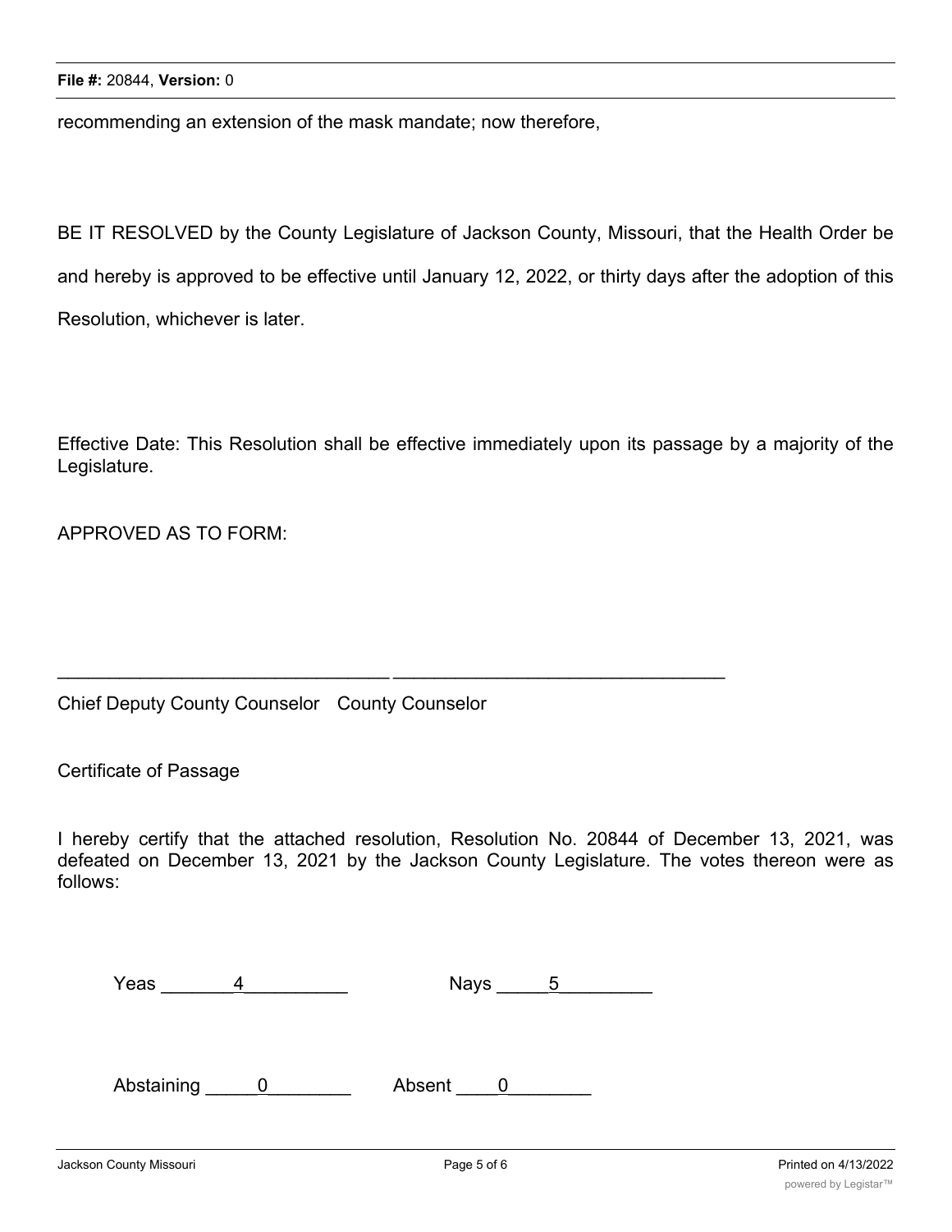recommending an extension of the mask mandate; now therefore,

BE IT RESOLVED by the County Legislature of Jackson County, Missouri, that the Health Order be and hereby is approved to be effective until January 12, 2022, or thirty days after the adoption of this Resolution, whichever is later.

Effective Date: This Resolution shall be effective immediately upon its passage by a majority of the Legislature.

APPROVED AS TO FORM:

_______________________________ _______________________________

Chief Deputy County Counselor County Counselor

Certificate of Passage

I hereby certify that the attached resolution, Resolution No. 20844 of December 13, 2021, was defeated on December 13, 2021 by the Jackson County Legislature. The votes thereon were as follows:

Yeas _______4_________ Nays _____5_________

Abstaining _____0________ Absent ____0________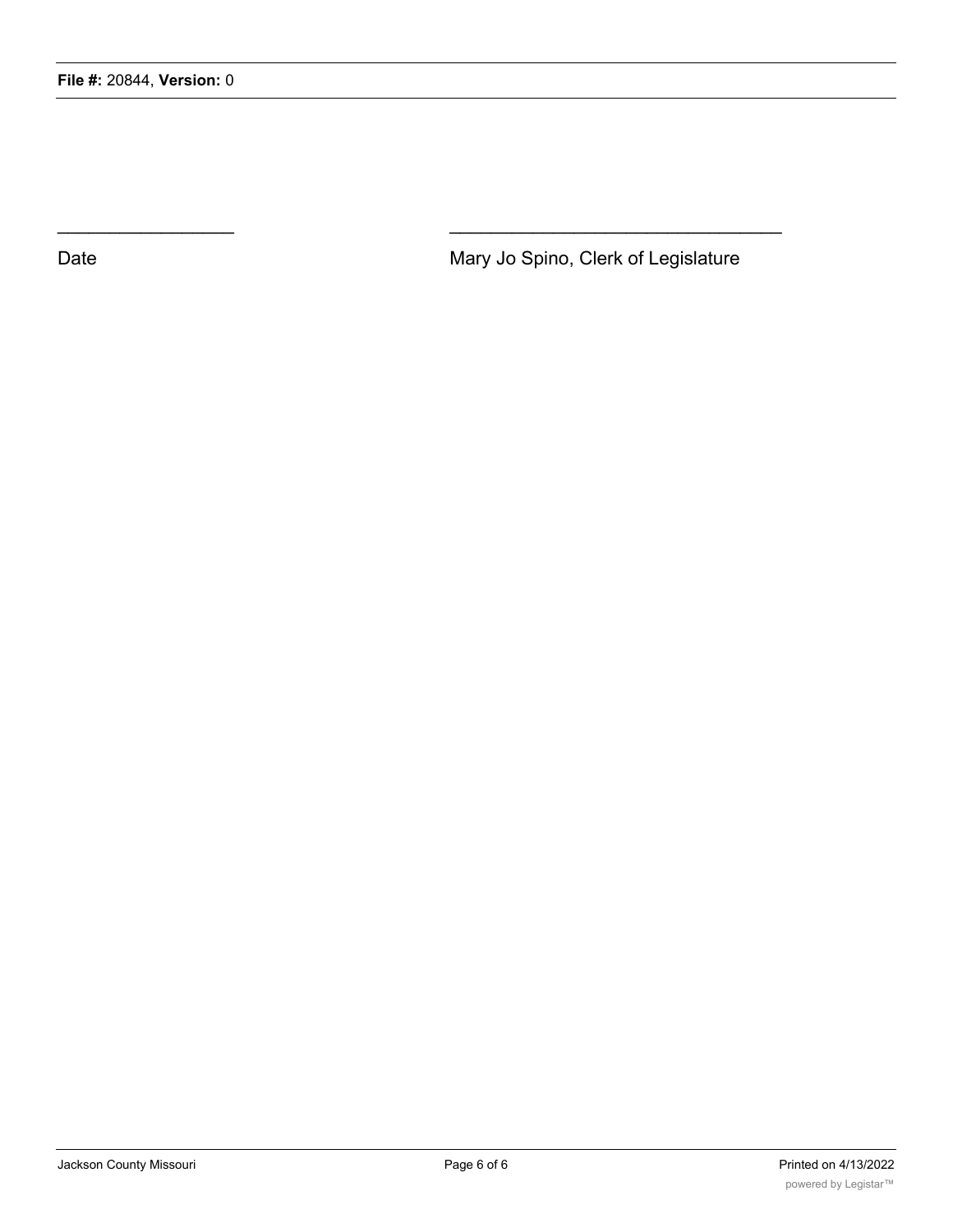| | |
|---|---|
| \_\_\_\_\_\_\_\_\_\_\_\_\_\_\_\_\_\_\_\_ | \_\_\_\_\_\_\_\_\_\_\_\_\_\_\_\_\_\_\_\_\_\_\_\_\_\_\_\_\_\_\_\_\_\_\_\_ |
| Date | Mary Jo Spino, Clerk of Legislature |